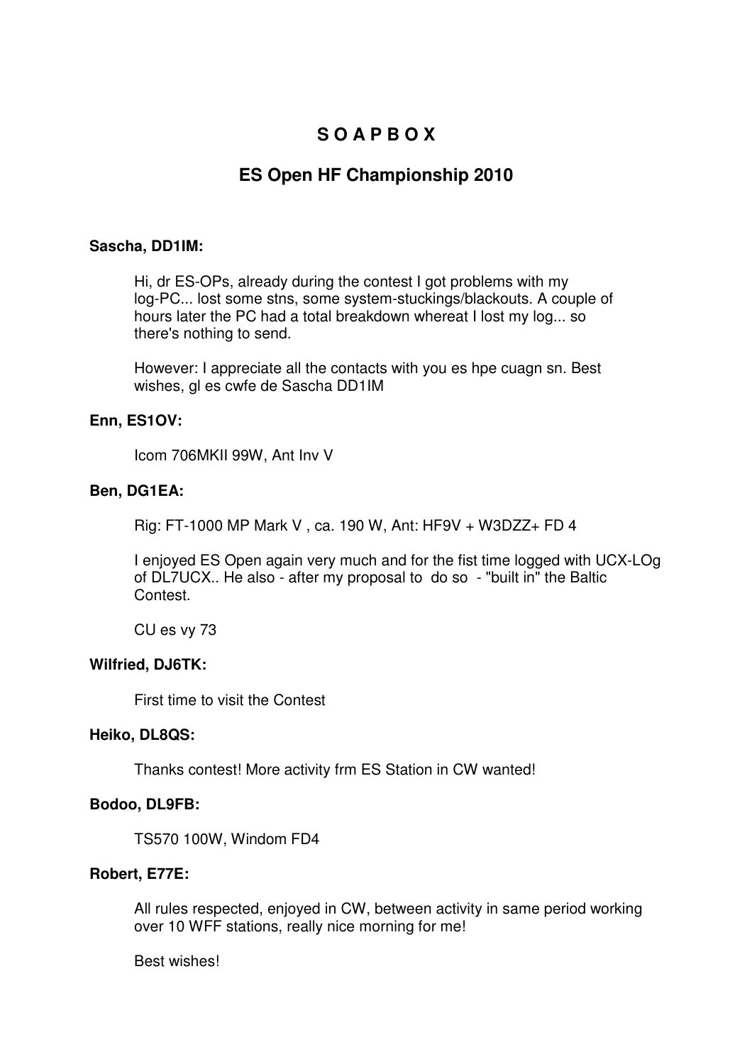# S O A P B O X

## ES Open HF Championship 2010

**Sascha, DD1IM:**

Hi, dr ES-OPs, already during the contest I got problems with my log-PC... lost some stns, some system-stuckings/blackouts. A couple of hours later the PC had a total breakdown whereat I lost my log... so there's nothing to send.

However: I appreciate all the contacts with you es hpe cuagn sn. Best wishes, gl es cwfe de Sascha DD1IM

**Enn, ES1OV:**

Icom 706MKII 99W, Ant Inv V

**Ben, DG1EA:**

Rig: FT-1000 MP Mark V , ca. 190 W, Ant: HF9V + W3DZZ+ FD 4

I enjoyed ES Open again very much and for the fist time logged with UCX-LOg of DL7UCX.. He also - after my proposal to do so - "built in" the Baltic Contest.

CU es vy 73

**Wilfried, DJ6TK:**

First time to visit the Contest

**Heiko, DL8QS:**

Thanks contest! More activity frm ES Station in CW wanted!

**Bodoo, DL9FB:**

TS570 100W, Windom FD4

**Robert, E77E:**

All rules respected, enjoyed in CW, between activity in same period working over 10 WFF stations, really nice morning for me!

Best wishes!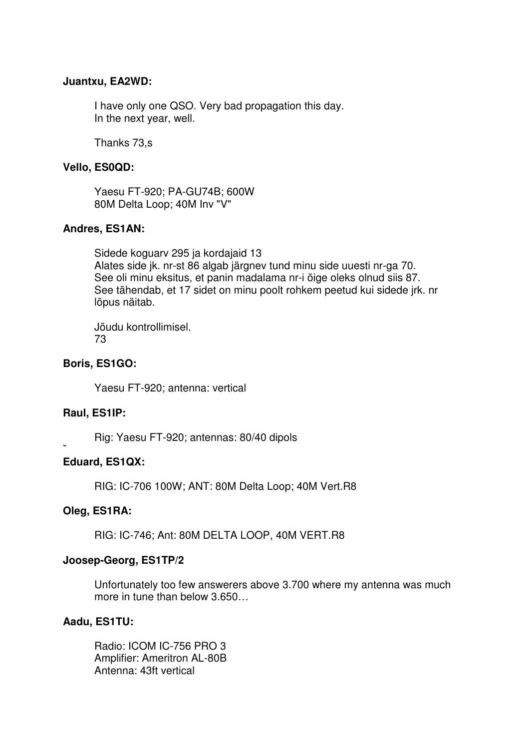**Juantxu, EA2WD:**

I have only one QSO. Very bad propagation this day.
In the next year, well.

Thanks 73,s

**Vello, ES0QD:**

Yaesu FT-920; PA-GU74B; 600W
80M Delta Loop; 40M Inv "V"

**Andres, ES1AN:**

Sidede koguarv 295 ja kordajaid 13
Alates side jk. nr-st 86 algab järgnev tund minu side uuesti nr-ga 70.
See oli minu eksitus, et panin madalama nr-i õige oleks olnud siis 87.
See tähendab, et 17 sidet on minu poolt rohkem peetud kui sidede jrk. nr lõpus näitab.

Jõudu kontrollimisel.
73

**Boris, ES1GO:**

Yaesu FT-920; antenna: vertical

**Raul, ES1IP:**

Rig: Yaesu FT-920; antennas: 80/40 dipols

**Eduard, ES1QX:**

RIG: IC-706 100W; ANT: 80M Delta Loop; 40M Vert.R8

**Oleg, ES1RA:**

RIG: IC-746; Ant: 80M DELTA LOOP, 40M VERT.R8

**Joosep-Georg, ES1TP/2**

Unfortunately too few answerers above 3.700 where my antenna was much more in tune than below 3.650…

**Aadu, ES1TU:**

Radio: ICOM IC-756 PRO 3
Amplifier: Ameritron AL-80B
Antenna: 43ft vertical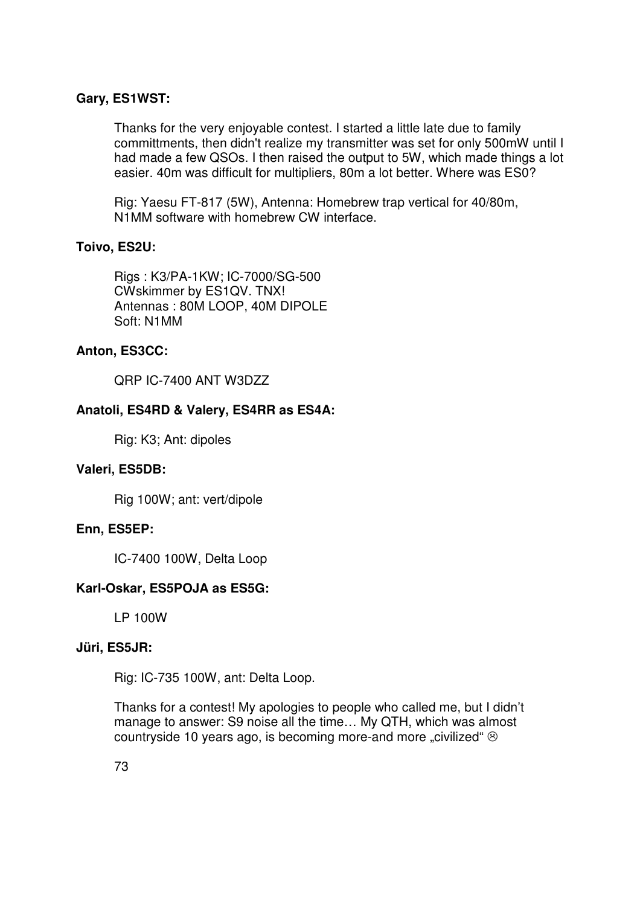**Gary, ES1WST:**

Thanks for the very enjoyable contest. I started a little late due to family committtments, then didn't realize my transmitter was set for only 500mW until I had made a few QSOs. I then raised the output to 5W, which made things a lot easier. 40m was difficult for multipliers, 80m a lot better. Where was ES0?

Rig: Yaesu FT-817 (5W), Antenna: Homebrew trap vertical for 40/80m, N1MM software with homebrew CW interface.

**Toivo, ES2U:**

Rigs : K3/PA-1KW; IC-7000/SG-500
CWskimmer by ES1QV. TNX!
Antennas : 80M LOOP, 40M DIPOLE
Soft: N1MM

**Anton, ES3CC:**

QRP IC-7400 ANT W3DZZ

**Anatoli, ES4RD & Valery, ES4RR as ES4A:**

Rig: K3; Ant: dipoles

**Valeri, ES5DB:**

Rig 100W; ant: vert/dipole

**Enn, ES5EP:**

IC-7400 100W, Delta Loop

**Karl-Oskar, ES5POJA as ES5G:**

LP 100W

**Jüri, ES5JR:**

Rig: IC-735 100W, ant: Delta Loop.

Thanks for a contest! My apologies to people who called me, but I didn't manage to answer: S9 noise all the time… My QTH, which was almost countryside 10 years ago, is becoming more-and more „civilized" ☹

73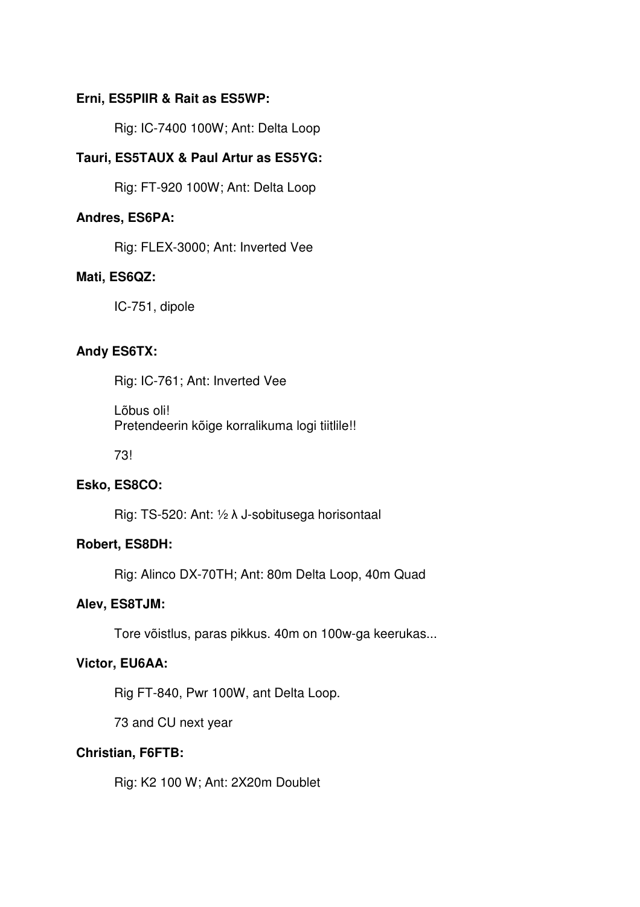**Erni, ES5PIIR & Rait as ES5WP:**

Rig: IC-7400 100W; Ant: Delta Loop

**Tauri, ES5TAUX & Paul Artur as ES5YG:**

Rig: FT-920 100W; Ant: Delta Loop

**Andres, ES6PA:**

Rig: FLEX-3000; Ant: Inverted Vee

**Mati, ES6QZ:**

IC-751, dipole

**Andy ES6TX:**

Rig: IC-761; Ant: Inverted Vee

Lõbus oli!
Pretendeerin kõige korralikuma logi tiitlile!!

73!

**Esko, ES8CO:**

Rig: TS-520: Ant: ½ λ J-sobitusega horisontaal

**Robert, ES8DH:**

Rig: Alinco DX-70TH; Ant: 80m Delta Loop, 40m Quad

**Alev, ES8TJM:**

Tore võistlus, paras pikkus. 40m on 100w-ga keerukas...

**Victor, EU6AA:**

Rig FT-840, Pwr 100W, ant Delta Loop.

73 and CU next year

**Christian, F6FTB:**

Rig: K2 100 W; Ant: 2X20m Doublet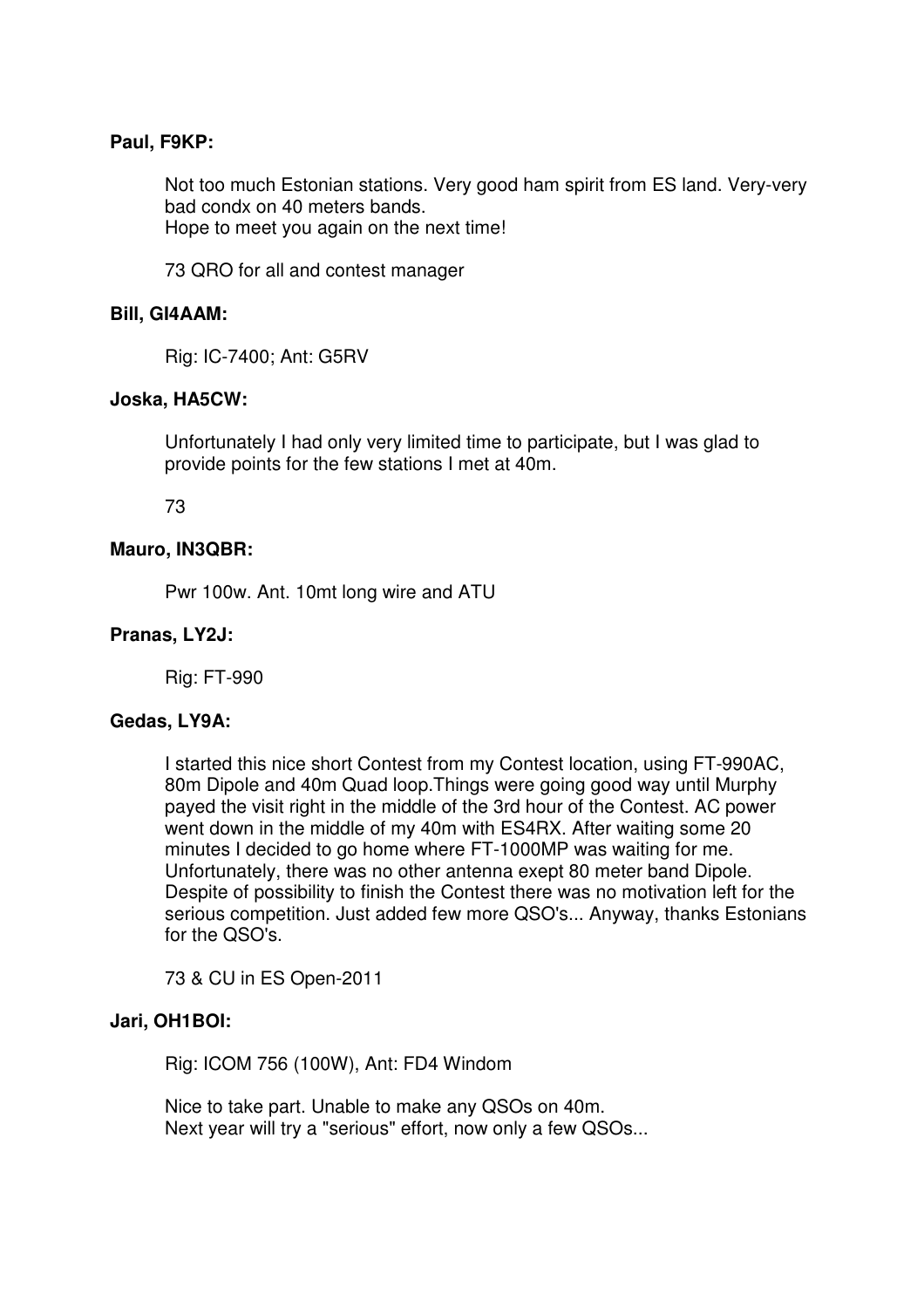**Paul, F9KP:**

Not too much Estonian stations. Very good ham spirit from ES land. Very-very bad condx on 40 meters bands.
Hope to meet you again on the next time!

73 QRO for all and contest manager

**Bill, GI4AAM:**

Rig: IC-7400; Ant: G5RV

**Joska, HA5CW:**

Unfortunately I had only very limited time to participate, but I was glad to provide points for the few stations I met at 40m.

73

**Mauro, IN3QBR:**

Pwr 100w. Ant. 10mt long wire and ATU

**Pranas, LY2J:**

Rig: FT-990

**Gedas, LY9A:**

I started this nice short Contest from my Contest location, using FT-990AC, 80m Dipole and 40m Quad loop.Things were going good way until Murphy payed the visit right in the middle of the 3rd hour of the Contest. AC power went down in the middle of my 40m with ES4RX. After waiting some 20 minutes I decided to go home where FT-1000MP was waiting for me. Unfortunately, there was no other antenna exept 80 meter band Dipole. Despite of possibility to finish the Contest there was no motivation left for the serious competition. Just added few more QSO's... Anyway, thanks Estonians for the QSO's.

73 & CU in ES Open-2011

**Jari, OH1BOI:**

Rig: ICOM 756 (100W), Ant: FD4 Windom

Nice to take part. Unable to make any QSOs on 40m.
Next year will try a "serious" effort, now only a few QSOs...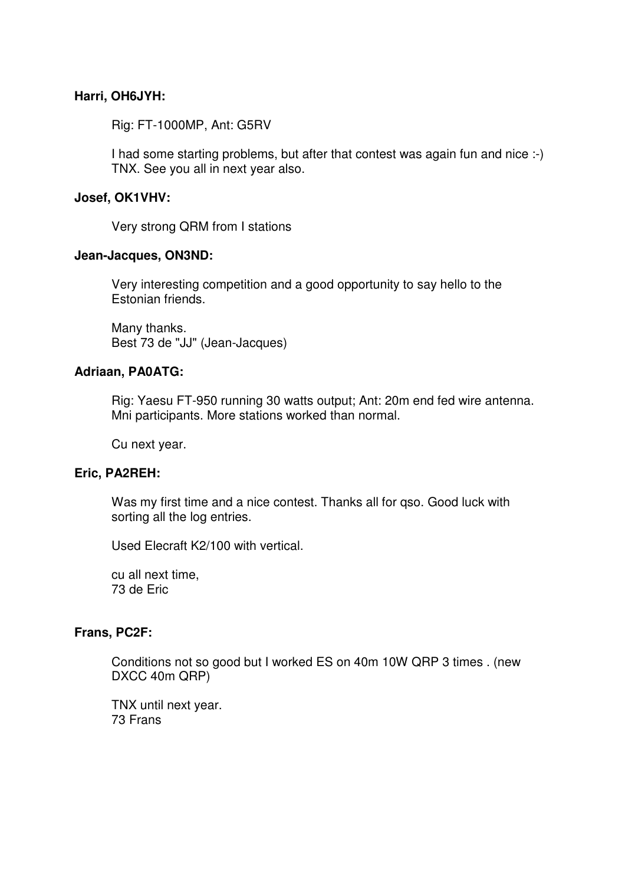**Harri, OH6JYH:**

Rig: FT-1000MP, Ant: G5RV

I had some starting problems, but after that contest was again fun and nice :-) TNX. See you all in next year also.

**Josef, OK1VHV:**

Very strong QRM from I stations

**Jean-Jacques, ON3ND:**

Very interesting competition and a good opportunity to say hello to the Estonian friends.

Many thanks.
Best 73 de "JJ" (Jean-Jacques)

**Adriaan, PA0ATG:**

Rig: Yaesu FT-950 running 30 watts output; Ant: 20m end fed wire antenna. Mni participants. More stations worked than normal.

Cu next year.

**Eric, PA2REH:**

Was my first time and a nice contest. Thanks all for qso. Good luck with sorting all the log entries.

Used Elecraft K2/100 with vertical.

cu all next time,
73 de Eric

**Frans, PC2F:**

Conditions not so good but I worked ES on 40m 10W QRP 3 times . (new DXCC 40m QRP)

TNX until next year.
73 Frans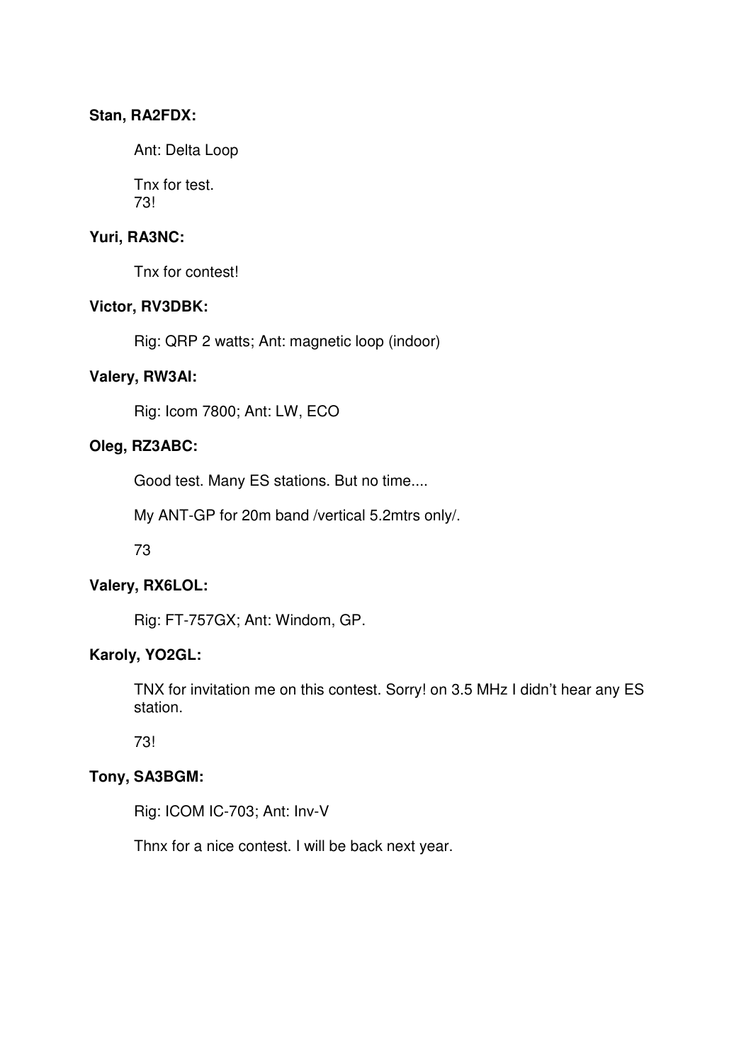**Stan, RA2FDX:**

Ant: Delta Loop

Tnx for test.
73!

**Yuri, RA3NC:**

Tnx for contest!

**Victor, RV3DBK:**

Rig: QRP 2 watts; Ant: magnetic loop (indoor)

**Valery, RW3AI:**

Rig: Icom 7800; Ant: LW, ECO

**Oleg, RZ3ABC:**

Good test. Many ES stations. But no time....

My ANT-GP for 20m band /vertical 5.2mtrs only/.

73

**Valery, RX6LOL:**

Rig: FT-757GX; Ant: Windom, GP.

**Karoly, YO2GL:**

TNX for invitation me on this contest. Sorry! on 3.5 MHz I didn't hear any ES station.

73!

**Tony, SA3BGM:**

Rig: ICOM IC-703; Ant: Inv-V

Thnx for a nice contest. I will be back next year.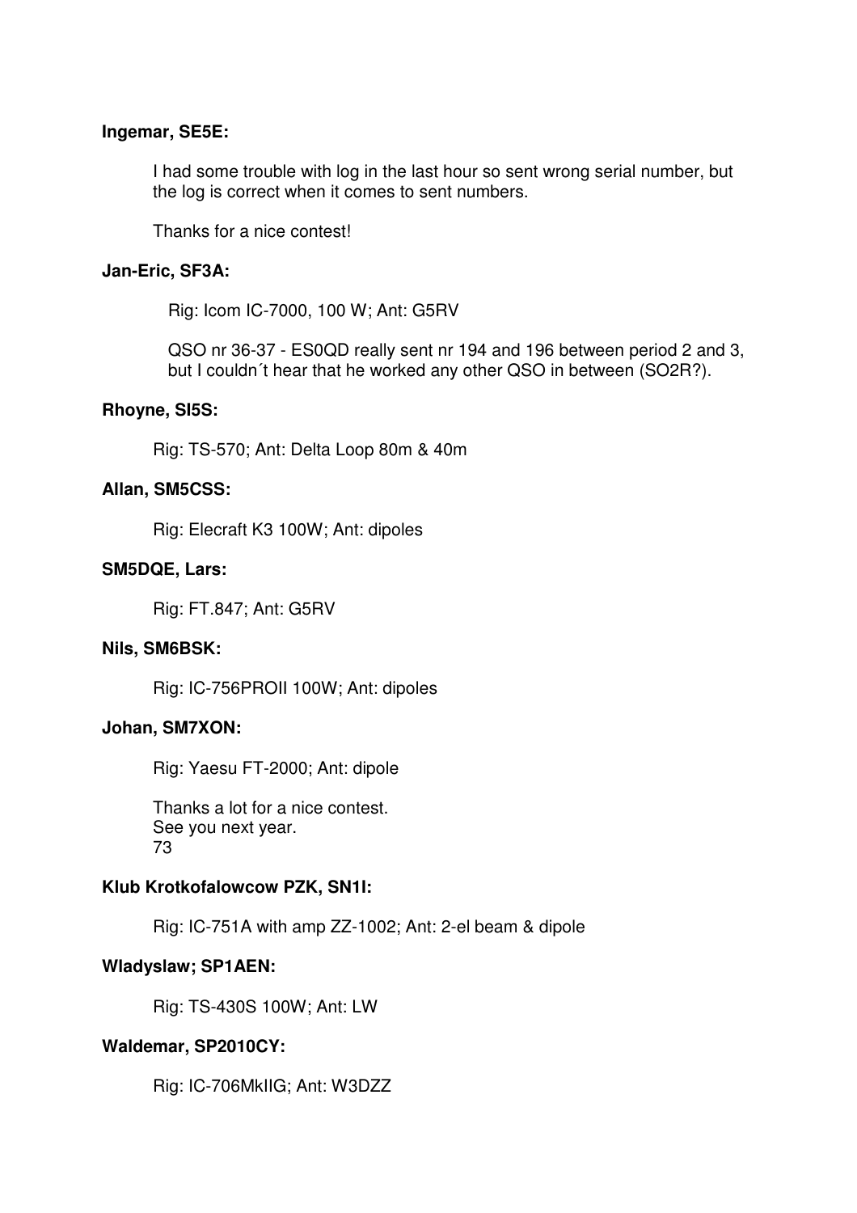**Ingemar, SE5E:**

I had some trouble with log in the last hour so sent wrong serial number, but the log is correct when it comes to sent numbers.

Thanks for a nice contest!

**Jan-Eric, SF3A:**

Rig: Icom IC-7000, 100 W; Ant: G5RV

QSO nr 36-37 - ES0QD really sent nr 194 and 196 between period 2 and 3, but I couldn´t hear that he worked any other QSO in between (SO2R?).

**Rhoyne, SI5S:**

Rig: TS-570; Ant: Delta Loop 80m & 40m

**Allan, SM5CSS:**

Rig: Elecraft K3 100W; Ant: dipoles

**SM5DQE, Lars:**

Rig: FT.847; Ant: G5RV

**Nils, SM6BSK:**

Rig: IC-756PROII 100W; Ant: dipoles

**Johan, SM7XON:**

Rig: Yaesu FT-2000; Ant: dipole

Thanks a lot for a nice contest.
See you next year.
73

**Klub Krotkofalowcow PZK, SN1I:**

Rig: IC-751A with amp ZZ-1002; Ant: 2-el beam & dipole

**Wladyslaw; SP1AEN:**

Rig: TS-430S 100W; Ant: LW

**Waldemar, SP2010CY:**

Rig: IC-706MkIIG; Ant: W3DZZ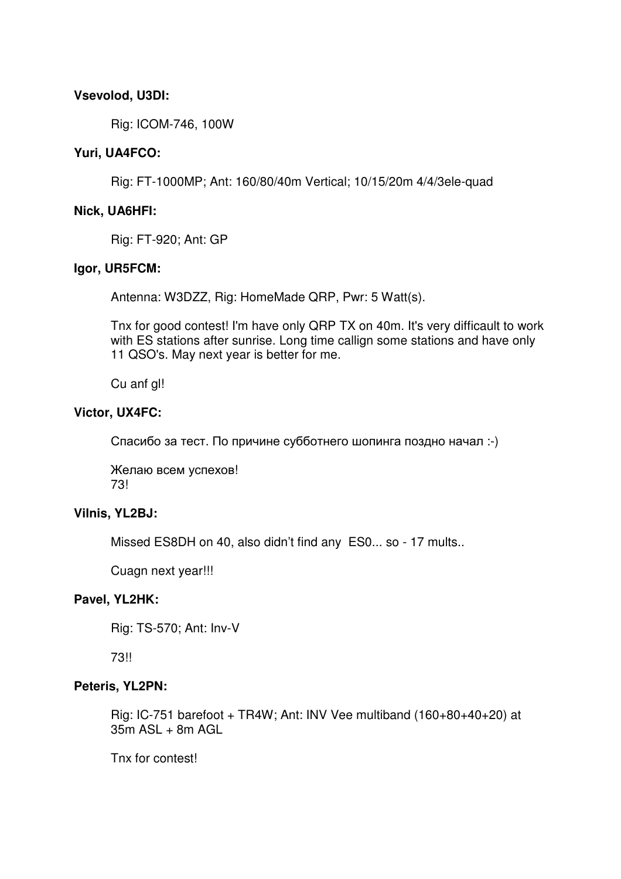**Vsevolod, U3DI:**

Rig: ICOM-746, 100W

**Yuri, UA4FCO:**

Rig: FT-1000MP; Ant: 160/80/40m Vertical; 10/15/20m 4/4/3ele-quad

**Nick, UA6HFI:**

Rig: FT-920; Ant: GP

**Igor, UR5FCM:**

Antenna: W3DZZ, Rig: HomeMade QRP, Pwr: 5 Watt(s).

Tnx for good contest! I'm have only QRP TX on 40m. It's very difficault to work with ES stations after sunrise. Long time callign some stations and have only 11 QSO's. May next year is better for me.

Cu anf gl!

**Victor, UX4FC:**

Спасибо за тест. По причине субботнего шопинга поздно начал :-)

Желаю всем успехов!
73!

**Vilnis, YL2BJ:**

Missed ES8DH on 40, also didn't find any  ES0... so - 17 mults..

Cuagn next year!!!

**Pavel, YL2HK:**

Rig: TS-570; Ant: Inv-V

73!!

**Peteris, YL2PN:**

Rig: IC-751 barefoot + TR4W; Ant: INV Vee multiband (160+80+40+20) at 35m ASL + 8m AGL

Tnx for contest!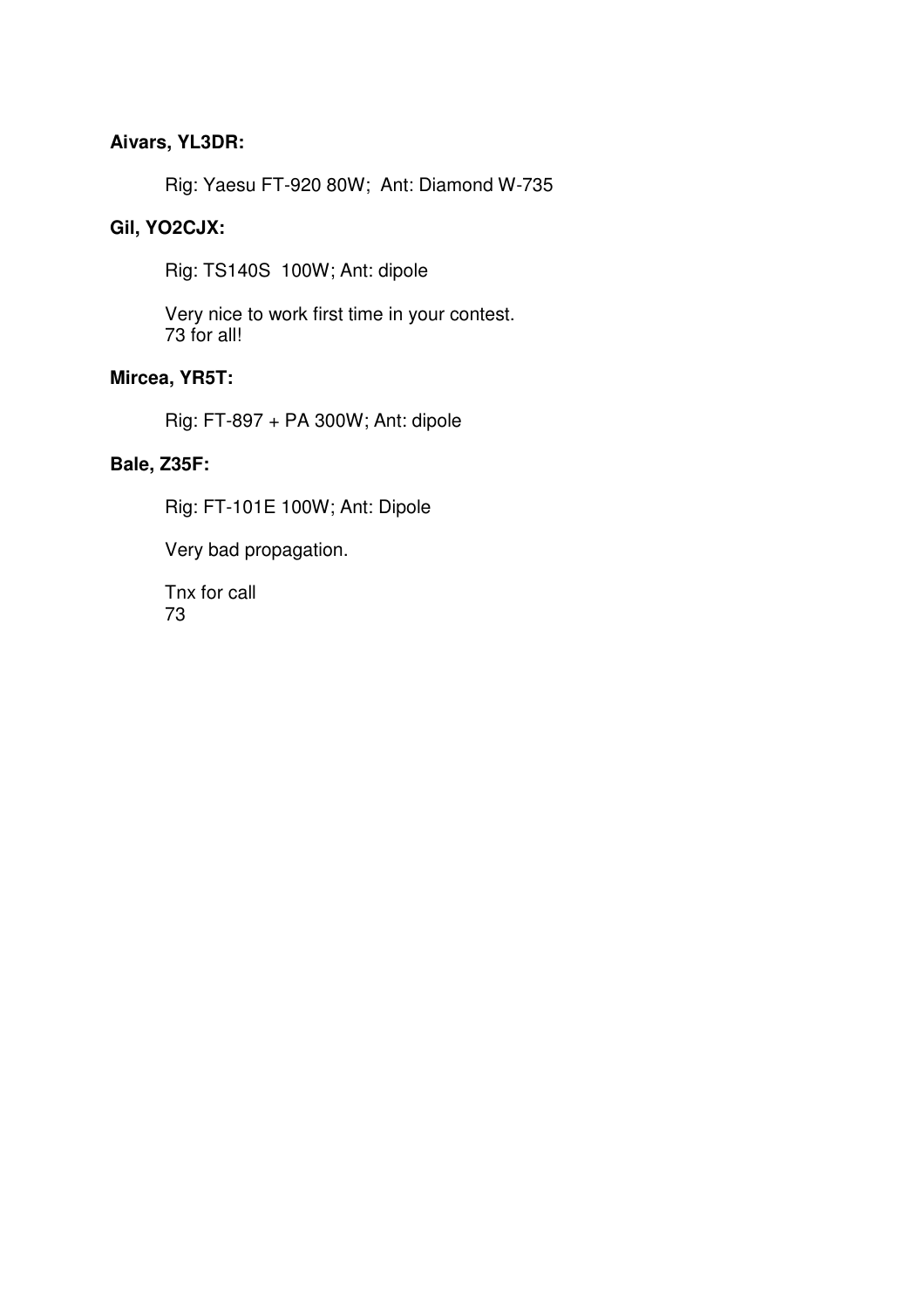**Aivars, YL3DR:**

Rig: Yaesu FT-920 80W;  Ant: Diamond W-735

**Gil, YO2CJX:**

Rig: TS140S  100W; Ant: dipole

Very nice to work first time in your contest.
73 for all!

**Mircea, YR5T:**

Rig: FT-897 + PA 300W; Ant: dipole

**Bale, Z35F:**

Rig: FT-101E 100W; Ant: Dipole

Very bad propagation.

Tnx for call
73